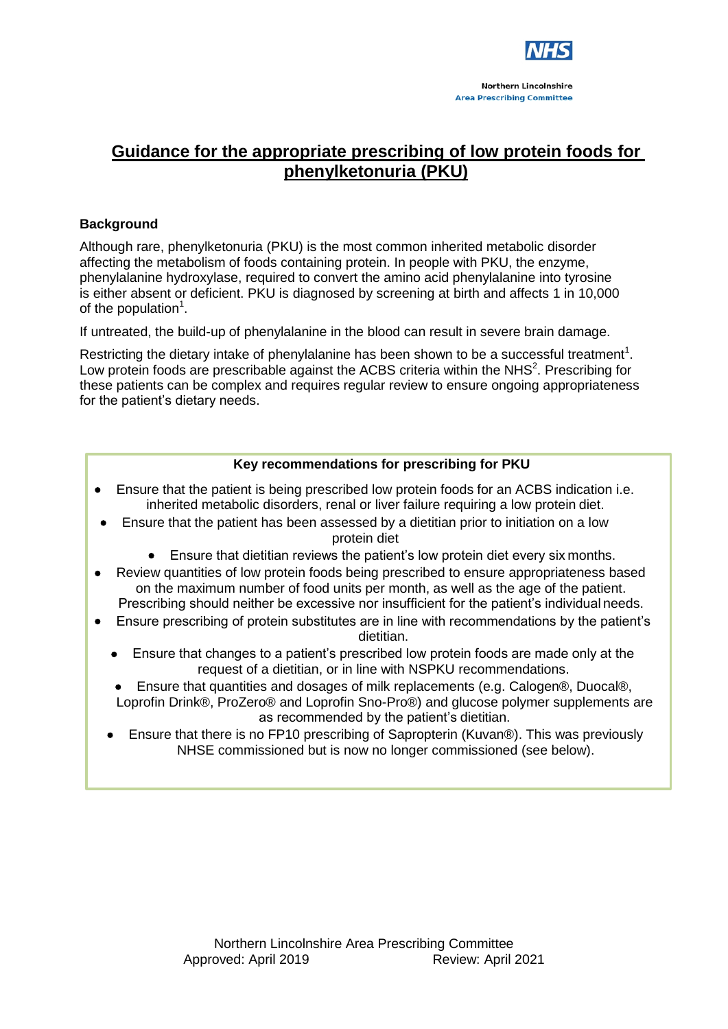# Guidance for the appropriate prescribing of low protein foods for phenylketonuria (PKU)

## Background

Although rare, phenylketonuria (PKU) is the most common inherited metabolic disorder affecting the metabolism of foods containing protein. In people with PKU, the enzyme, phenylalanine hydroxylase, required to convert the amino acid phenylalanine into tyrosine is either absent or deficient. PKU is diagnosed by screening at birth and affects 1 in 10,000 of the population[1].

If untreated, the build-up of phenylalanine in the blood can result in severe brain damage.

Restricting the dietary intake of phenylalanine has been shown to be a successful treatment[1]. Low protein foods are prescribable against the ACBS criteria within the NHS[2]. Prescribing for these patients can be complex and requires regular review to ensure ongoing appropriateness for the patient's dietary needs.

**Key recommendations for prescribing for PKU**

- Ensure that the patient is being prescribed low protein foods for an ACBS indication i.e. inherited metabolic disorders, renal or liver failure requiring a low protein diet.
- Ensure that the patient has been assessed by a dietitian prior to initiation on a low protein diet
- Ensure that dietitian reviews the patient's low protein diet every six months.
- Review quantities of low protein foods being prescribed to ensure appropriateness based on the maximum number of food units per month, as well as the age of the patient. Prescribing should neither be excessive nor insufficient for the patient's individual needs.
- Ensure prescribing of protein substitutes are in line with recommendations by the patient's dietitian.
- Ensure that changes to a patient's prescribed low protein foods are made only at the request of a dietitian, or in line with NSPKU recommendations.
- Ensure that quantities and dosages of milk replacements (e.g. Calogen®, Duocal®, Loprofin Drink®, ProZero® and Loprofin Sno-Pro®) and glucose polymer supplements are as recommended by the patient's dietitian.
- Ensure that there is no FP10 prescribing of Sapropterin (Kuvan®). This was previously NHSE commissioned but is now no longer commissioned (see below).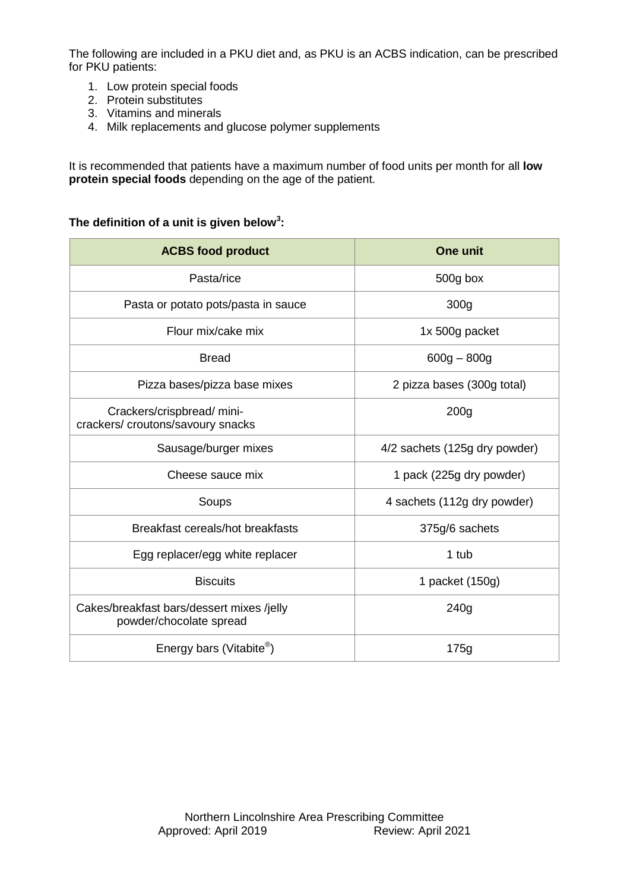The following are included in a PKU diet and, as PKU is an ACBS indication, can be prescribed for PKU patients:

1. Low protein special foods
2. Protein substitutes
3. Vitamins and minerals
4. Milk replacements and glucose polymer supplements

It is recommended that patients have a maximum number of food units per month for all **low protein special foods** depending on the age of the patient.

**The definition of a unit is given below[3]:**

| ACBS food product | One unit |
|---|---|
| Pasta/rice | 500g box |
| Pasta or potato pots/pasta in sauce | 300g |
| Flour mix/cake mix | 1x 500g packet |
| Bread | 600g – 800g |
| Pizza bases/pizza base mixes | 2 pizza bases (300g total) |
| Crackers/crispbread/ mini-crackers/ croutons/savoury snacks | 200g |
| Sausage/burger mixes | 4/2 sachets (125g dry powder) |
| Cheese sauce mix | 1 pack (225g dry powder) |
| Soups | 4 sachets (112g dry powder) |
| Breakfast cereals/hot breakfasts | 375g/6 sachets |
| Egg replacer/egg white replacer | 1 tub |
| Biscuits | 1 packet (150g) |
| Cakes/breakfast bars/dessert mixes /jelly powder/chocolate spread | 240g |
| Energy bars (Vitabite®) | 175g |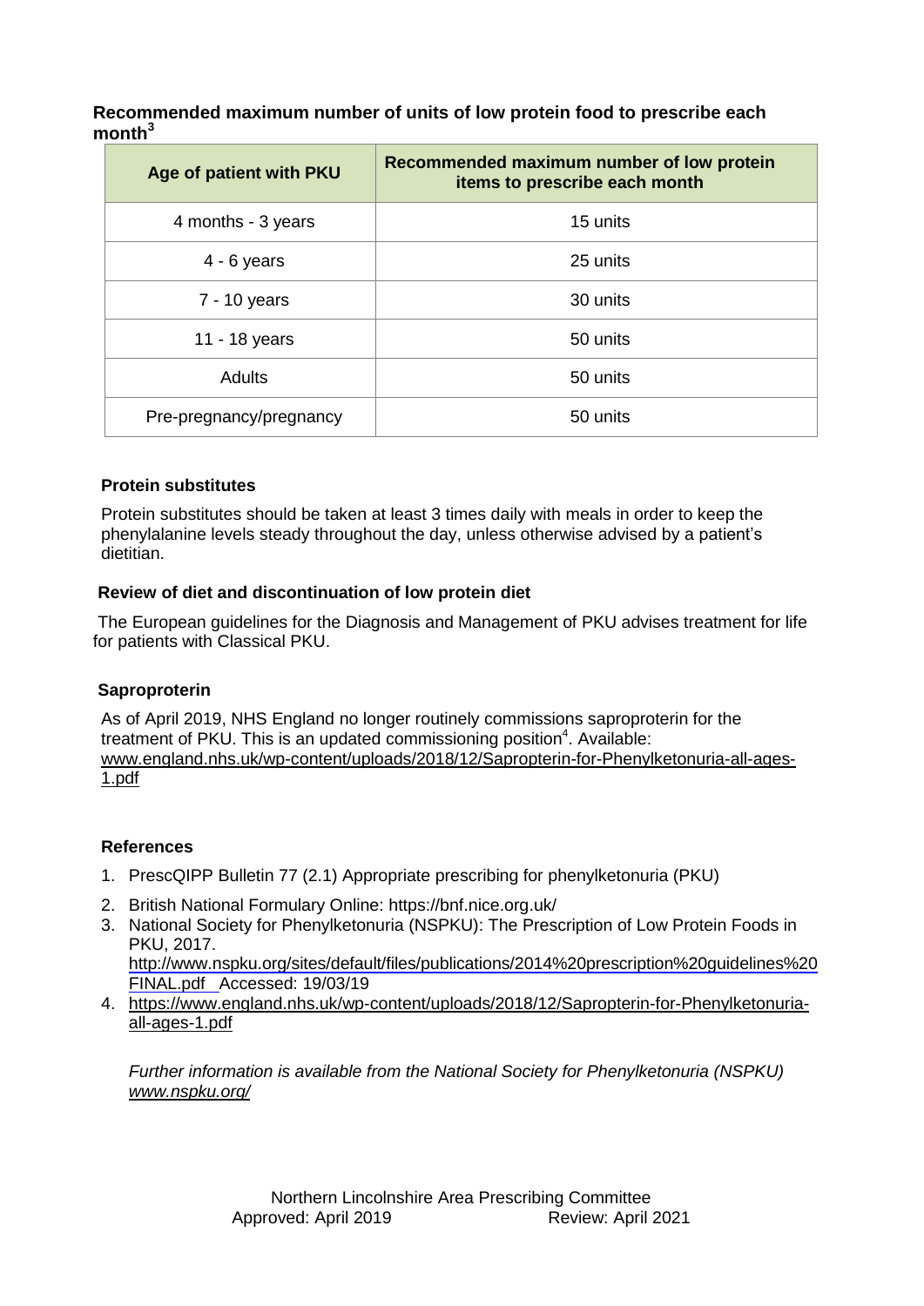**Recommended maximum number of units of low protein food to prescribe each month**[3]

| Age of patient with PKU | Recommended maximum number of low protein items to prescribe each month |
| --- | --- |
| 4 months - 3 years | 15 units |
| 4 - 6 years | 25 units |
| 7 - 10 years | 30 units |
| 11 - 18 years | 50 units |
| Adults | 50 units |
| Pre-pregnancy/pregnancy | 50 units |

**Protein substitutes**

Protein substitutes should be taken at least 3 times daily with meals in order to keep the phenylalanine levels steady throughout the day, unless otherwise advised by a patient's dietitian.

**Review of diet and discontinuation of low protein diet**

The European guidelines for the Diagnosis and Management of PKU advises treatment for life for patients with Classical PKU.

**Saproproterin**

As of April 2019, NHS England no longer routinely commissions saproproterin for the treatment of PKU. This is an updated commissioning position[4]. Available: www.england.nhs.uk/wp-content/uploads/2018/12/Sapropterin-for-Phenylketonuria-all-ages-1.pdf

**References**

1. PrescQIPP Bulletin 77 (2.1) Appropriate prescribing for phenylketonuria (PKU)
2. British National Formulary Online: https://bnf.nice.org.uk/
3. National Society for Phenylketonuria (NSPKU): The Prescription of Low Protein Foods in PKU, 2017. http://www.nspku.org/sites/default/files/publications/2014%20prescription%20guidelines%20FINAL.pdf Accessed: 19/03/19
4. https://www.england.nhs.uk/wp-content/uploads/2018/12/Sapropterin-for-Phenylketonuria-all-ages-1.pdf

*Further information is available from the National Society for Phenylketonuria (NSPKU) www.nspku.org/*

Northern Lincolnshire Area Prescribing Committee
Approved: April 2019 Review: April 2021